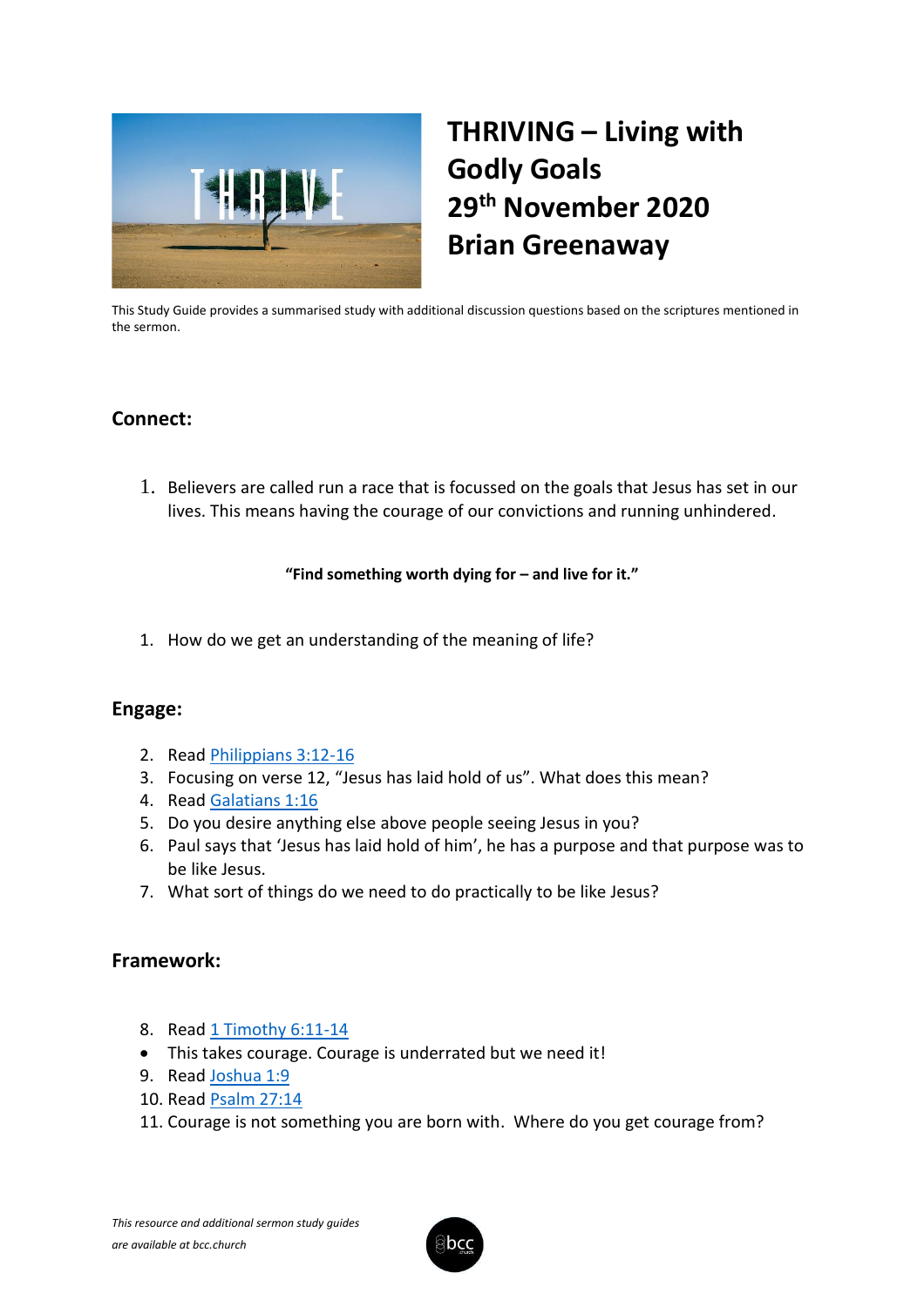# THRIVING – Living with Godly Goals

## 29th November 2020

## Brian Greenaway

This Study Guide provides a summarised study with additional discussion questions based on the scriptures mentioned in the sermon.

## Connect:

1. Believers are called run a race that is focussed on the goals that Jesus has set in our lives. This means having the courage of our convictions and running unhindered.

**"Find something worth dying for – and live for it."**

1. How do we get an understanding of the meaning of life?

## Engage:

2. Read Philippians 3:12-16
3. Focusing on verse 12, "Jesus has laid hold of us". What does this mean?
4. Read Galatians 1:16
5. Do you desire anything else above people seeing Jesus in you?
6. Paul says that 'Jesus has laid hold of him', he has a purpose and that purpose was to be like Jesus.
7. What sort of things do we need to do practically to be like Jesus?

## Framework:

8. Read 1 Timothy 6:11-14
- This takes courage. Courage is underrated but we need it!
9. Read Joshua 1:9
10. Read Psalm 27:14
11. Courage is not something you are born with. Where do you get courage from?

*This resource and additional sermon study guides are available at bcc.church*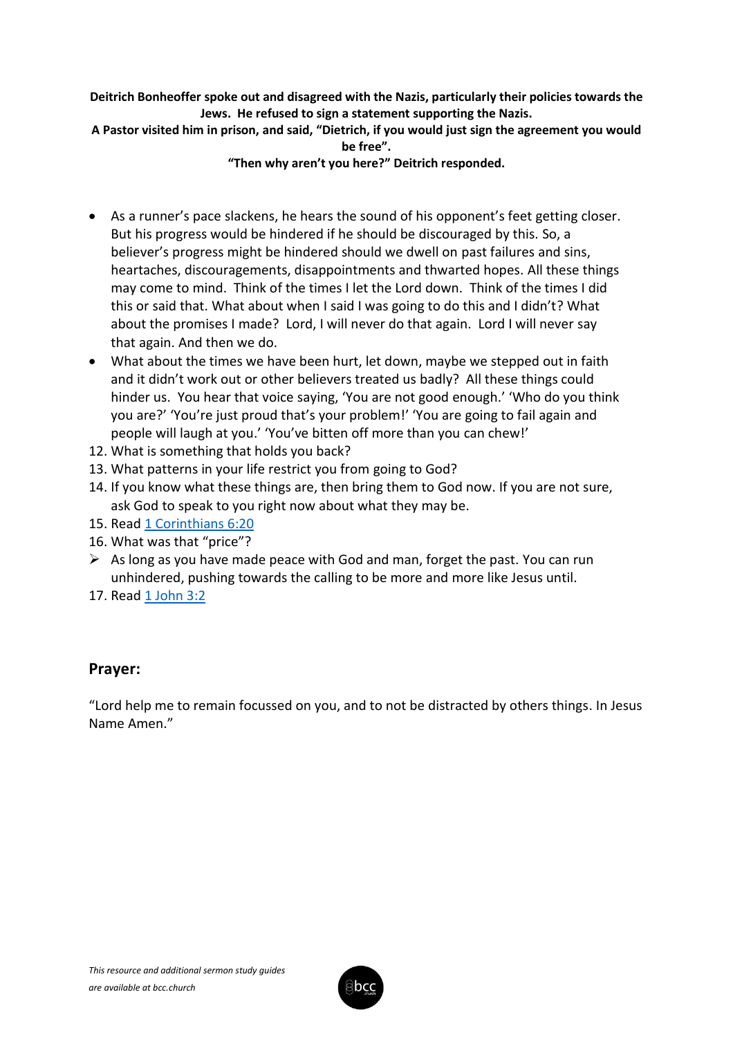**Deitrich Bonheoffer spoke out and disagreed with the Nazis, particularly their policies towards the Jews. He refused to sign a statement supporting the Nazis.**
**A Pastor visited him in prison, and said, "Dietrich, if you would just sign the agreement you would be free".**
**"Then why aren't you here?" Deitrich responded.**

- As a runner's pace slackens, he hears the sound of his opponent's feet getting closer. But his progress would be hindered if he should be discouraged by this. So, a believer's progress might be hindered should we dwell on past failures and sins, heartaches, discouragements, disappointments and thwarted hopes. All these things may come to mind. Think of the times I let the Lord down. Think of the times I did this or said that. What about when I said I was going to do this and I didn't? What about the promises I made? Lord, I will never do that again. Lord I will never say that again. And then we do.
- What about the times we have been hurt, let down, maybe we stepped out in faith and it didn't work out or other believers treated us badly? All these things could hinder us. You hear that voice saying, 'You are not good enough.' 'Who do you think you are?' 'You're just proud that's your problem!' 'You are going to fail again and people will laugh at you.' 'You've bitten off more than you can chew!'

12. What is something that holds you back?
13. What patterns in your life restrict you from going to God?
14. If you know what these things are, then bring them to God now. If you are not sure, ask God to speak to you right now about what they may be.
15. Read [1 Corinthians 6:20]
16. What was that "price"?

- ➢ As long as you have made peace with God and man, forget the past. You can run unhindered, pushing towards the calling to be more and more like Jesus until.

17. Read [1 John 3:2]

## Prayer:

"Lord help me to remain focussed on you, and to not be distracted by others things. In Jesus Name Amen."

*This resource and additional sermon study guides are available at bcc.church*